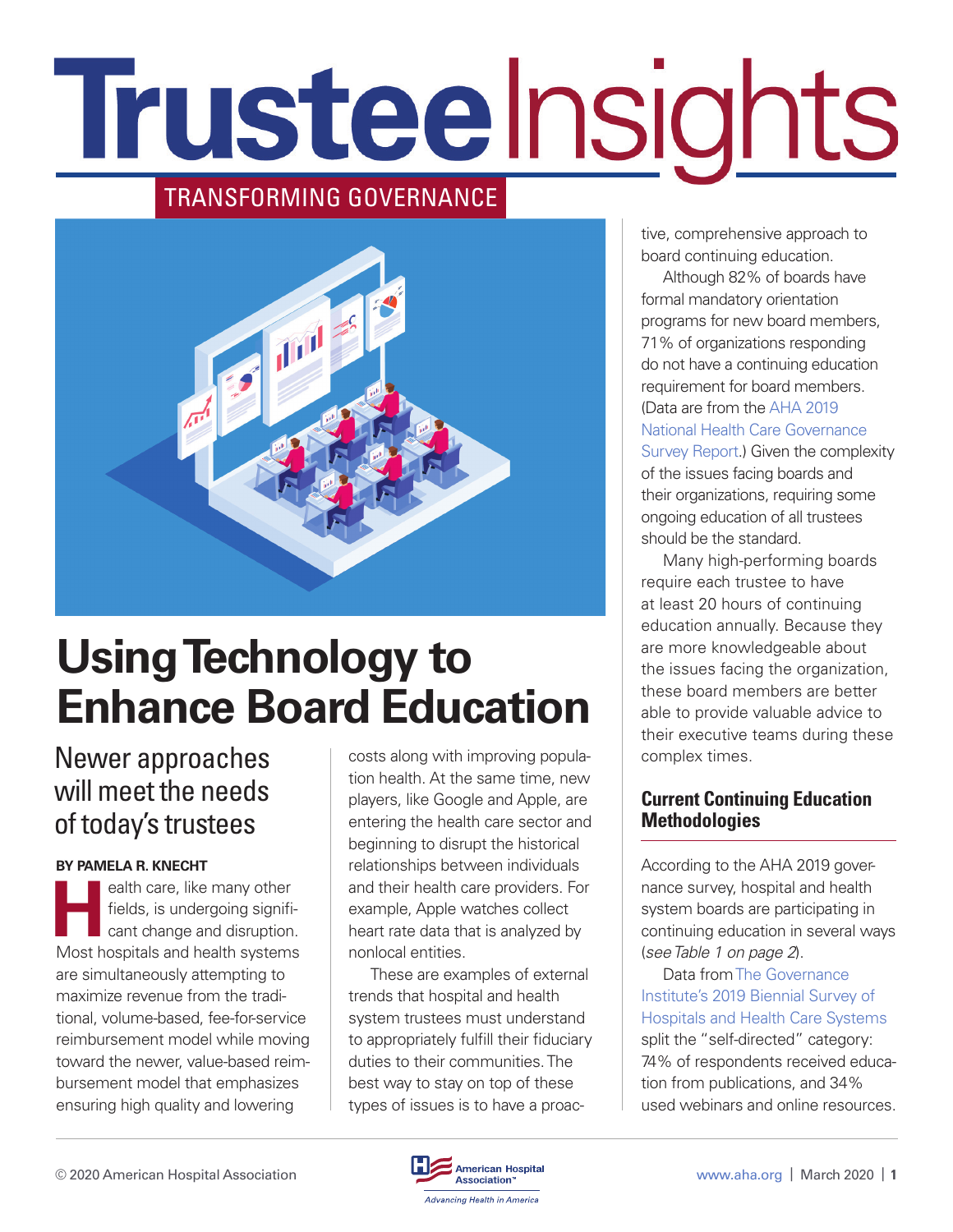# Trustee Insights

TRANSFORMING GOVERNANCE

# Using Technology to Enhance Board Education

## Newer approaches will meet the needs of today's trustees

**BY PAMELA R. KNECHT**

Health care, like many other fields, is undergoing significant change and disruption. Most hospitals and health systems are simultaneously attempting to maximize revenue from the traditional, volume-based, fee-for-service reimbursement model while moving toward the newer, value-based reimbursement model that emphasizes ensuring high quality and lowering costs along with improving population health. At the same time, new players, like Google and Apple, are entering the health care sector and beginning to disrupt the historical relationships between individuals and their health care providers. For example, Apple watches collect heart rate data that is analyzed by nonlocal entities.

These are examples of external trends that hospital and health system trustees must understand to appropriately fulfill their fiduciary duties to their communities. The best way to stay on top of these types of issues is to have a proactive, comprehensive approach to board continuing education.

Although 82% of boards have formal mandatory orientation programs for new board members, 71% of organizations responding do not have a continuing education requirement for board members. (Data are from the AHA 2019 National Health Care Governance Survey Report.) Given the complexity of the issues facing boards and their organizations, requiring some ongoing education of all trustees should be the standard.

Many high-performing boards require each trustee to have at least 20 hours of continuing education annually. Because they are more knowledgeable about the issues facing the organization, these board members are better able to provide valuable advice to their executive teams during these complex times.

### Current Continuing Education Methodologies

According to the AHA 2019 governance survey, hospital and health system boards are participating in continuing education in several ways (*see Table 1 on page 2*).

Data from The Governance Institute's 2019 Biennial Survey of Hospitals and Health Care Systems split the "self-directed" category: 74% of respondents received education from publications, and 34% used webinars and online resources.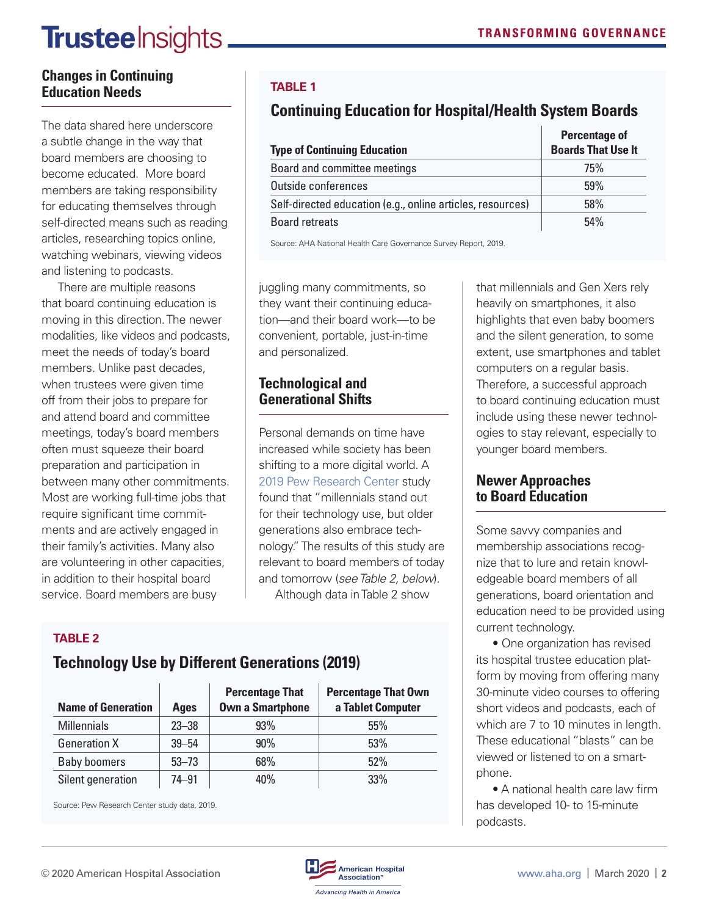## Changes in Continuing Education Needs

The data shared here underscore a subtle change in the way that board members are choosing to become educated. More board members are taking responsibility for educating themselves through self-directed means such as reading articles, researching topics online, watching webinars, viewing videos and listening to podcasts.

There are multiple reasons that board continuing education is moving in this direction. The newer modalities, like videos and podcasts, meet the needs of today's board members. Unlike past decades, when trustees were given time off from their jobs to prepare for and attend board and committee meetings, today's board members often must squeeze their board preparation and participation in between many other commitments. Most are working full-time jobs that require significant time commitments and are actively engaged in their family's activities. Many also are volunteering in other capacities, in addition to their hospital board service. Board members are busy juggling many commitments, so they want their continuing education—and their board work—to be convenient, portable, just-in-time and personalized.

**TABLE 1**

### Continuing Education for Hospital/Health System Boards

| Type of Continuing Education | Percentage of Boards That Use It |
|---|---|
| Board and committee meetings | 75% |
| Outside conferences | 59% |
| Self-directed education (e.g., online articles, resources) | 58% |
| Board retreats | 54% |

Source: AHA National Health Care Governance Survey Report, 2019.

## Technological and Generational Shifts

Personal demands on time have increased while society has been shifting to a more digital world. A 2019 Pew Research Center study found that "millennials stand out for their technology use, but older generations also embrace technology." The results of this study are relevant to board members of today and tomorrow (*see Table 2, below*).

Although data in Table 2 show that millennials and Gen Xers rely heavily on smartphones, it also highlights that even baby boomers and the silent generation, to some extent, use smartphones and tablet computers on a regular basis. Therefore, a successful approach to board continuing education must include using these newer technologies to stay relevant, especially to younger board members.

**TABLE 2**

### Technology Use by Different Generations (2019)

| Name of Generation | Ages | Percentage That Own a Smartphone | Percentage That Own a Tablet Computer |
|---|---|---|---|
| Millennials | 23–38 | 93% | 55% |
| Generation X | 39–54 | 90% | 53% |
| Baby boomers | 53–73 | 68% | 52% |
| Silent generation | 74–91 | 40% | 33% |

Source: Pew Research Center study data, 2019.

## Newer Approaches to Board Education

Some savvy companies and membership associations recognize that to lure and retain knowledgeable board members of all generations, board orientation and education need to be provided using current technology.

- One organization has revised its hospital trustee education platform by moving from offering many 30-minute video courses to offering short videos and podcasts, each of which are 7 to 10 minutes in length. These educational "blasts" can be viewed or listened to on a smartphone.
- A national health care law firm has developed 10- to 15-minute podcasts.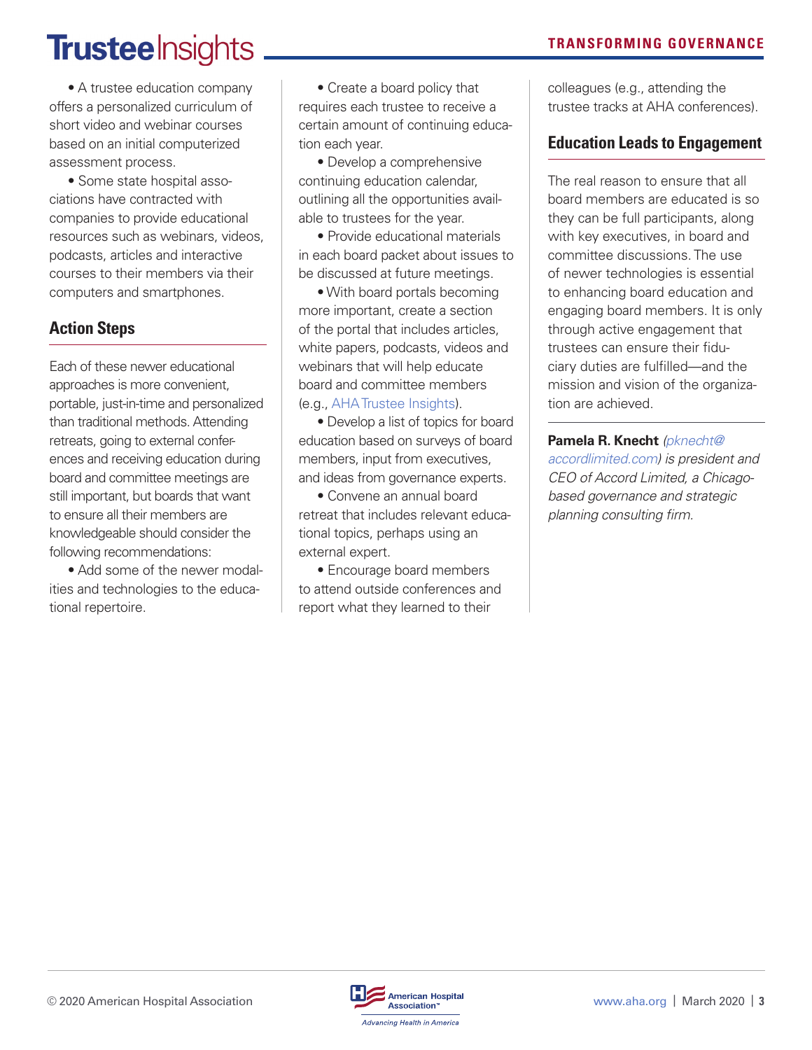• A trustee education company offers a personalized curriculum of short video and webinar courses based on an initial computerized assessment process.

• Some state hospital associations have contracted with companies to provide educational resources such as webinars, videos, podcasts, articles and interactive courses to their members via their computers and smartphones.

## Action Steps

Each of these newer educational approaches is more convenient, portable, just-in-time and personalized than traditional methods. Attending retreats, going to external conferences and receiving education during board and committee meetings are still important, but boards that want to ensure all their members are knowledgeable should consider the following recommendations:

• Add some of the newer modalities and technologies to the educational repertoire.

• Create a board policy that requires each trustee to receive a certain amount of continuing education each year.

• Develop a comprehensive continuing education calendar, outlining all the opportunities available to trustees for the year.

• Provide educational materials in each board packet about issues to be discussed at future meetings.

• With board portals becoming more important, create a section of the portal that includes articles, white papers, podcasts, videos and webinars that will help educate board and committee members (e.g., AHA Trustee Insights).

• Develop a list of topics for board education based on surveys of board members, input from executives, and ideas from governance experts.

• Convene an annual board retreat that includes relevant educational topics, perhaps using an external expert.

• Encourage board members to attend outside conferences and report what they learned to their colleagues (e.g., attending the trustee tracks at AHA conferences).

## Education Leads to Engagement

The real reason to ensure that all board members are educated is so they can be full participants, along with key executives, in board and committee discussions. The use of newer technologies is essential to enhancing board education and engaging board members. It is only through active engagement that trustees can ensure their fiduciary duties are fulfilled—and the mission and vision of the organization are achieved.

**Pamela R. Knecht** *(pknecht@accordlimited.com) is president and CEO of Accord Limited, a Chicago-based governance and strategic planning consulting firm.*

© 2020 American Hospital Association